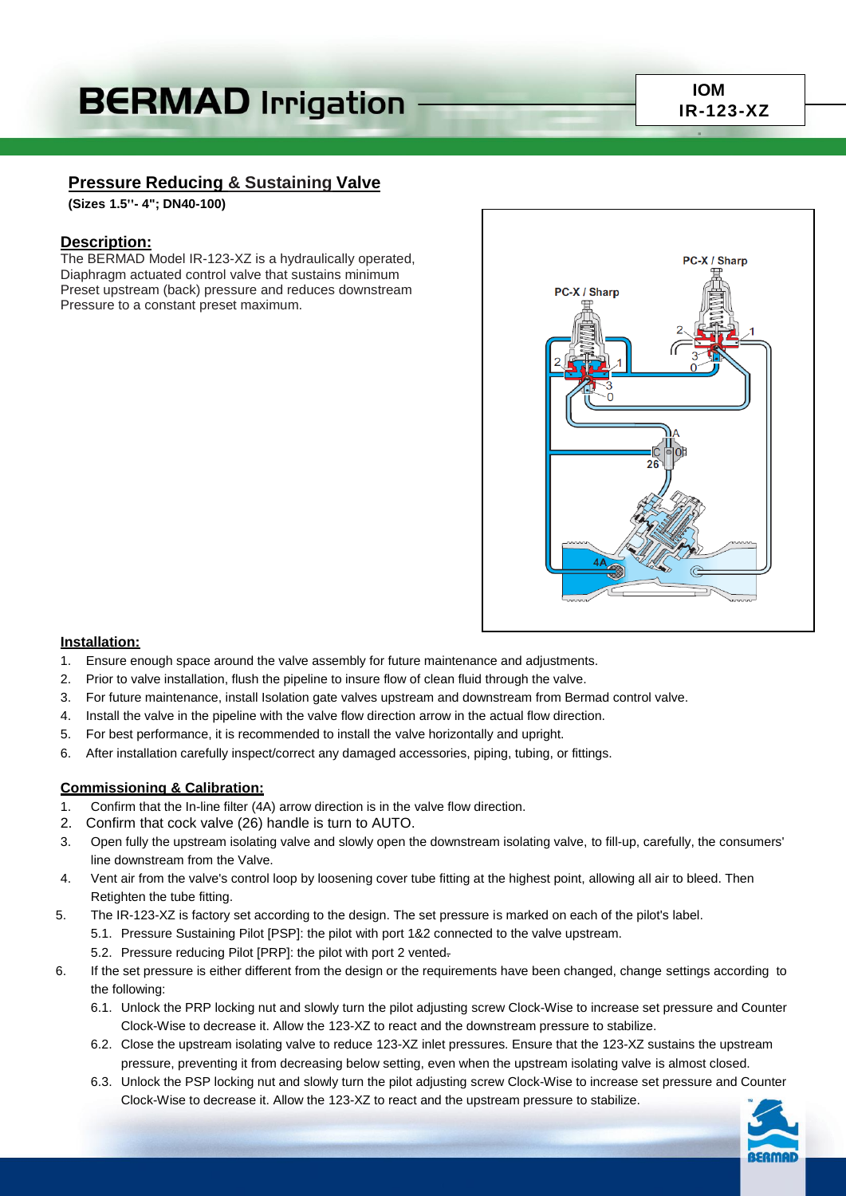# BERMAD Irrigation

**IOM**
**IR-123-XZ**

## Pressure Reducing & Sustaining Valve

**(Sizes 1.5''- 4"; DN40-100)**

### Description:

The BERMAD Model IR-123-XZ is a hydraulically operated, Diaphragm actuated control valve that sustains minimum Preset upstream (back) pressure and reduces downstream Pressure to a constant preset maximum.

### Installation:

1. Ensure enough space around the valve assembly for future maintenance and adjustments.
2. Prior to valve installation, flush the pipeline to insure flow of clean fluid through the valve.
3. For future maintenance, install Isolation gate valves upstream and downstream from Bermad control valve.
4. Install the valve in the pipeline with the valve flow direction arrow in the actual flow direction.
5. For best performance, it is recommended to install the valve horizontally and upright.
6. After installation carefully inspect/correct any damaged accessories, piping, tubing, or fittings.

### Commissioning & Calibration:

1. Confirm that the In-line filter (4A) arrow direction is in the valve flow direction.
2. Confirm that cock valve (26) handle is turn to AUTO.
3. Open fully the upstream isolating valve and slowly open the downstream isolating valve, to fill-up, carefully, the consumers' line downstream from the Valve.
4. Vent air from the valve's control loop by loosening cover tube fitting at the highest point, allowing all air to bleed. Then Retighten the tube fitting.
5. The IR-123-XZ is factory set according to the design. The set pressure is marked on each of the pilot's label.
   - 5.1. Pressure Sustaining Pilot [PSP]: the pilot with port 1&2 connected to the valve upstream.
   - 5.2. Pressure reducing Pilot [PRP]: the pilot with port 2 vented.
6. If the set pressure is either different from the design or the requirements have been changed, change settings according to the following:
   - 6.1. Unlock the PRP locking nut and slowly turn the pilot adjusting screw Clock-Wise to increase set pressure and Counter Clock-Wise to decrease it. Allow the 123-XZ to react and the downstream pressure to stabilize.
   - 6.2. Close the upstream isolating valve to reduce 123-XZ inlet pressures. Ensure that the 123-XZ sustains the upstream pressure, preventing it from decreasing below setting, even when the upstream isolating valve is almost closed.
   - 6.3. Unlock the PSP locking nut and slowly turn the pilot adjusting screw Clock-Wise to increase set pressure and Counter Clock-Wise to decrease it. Allow the 123-XZ to react and the upstream pressure to stabilize.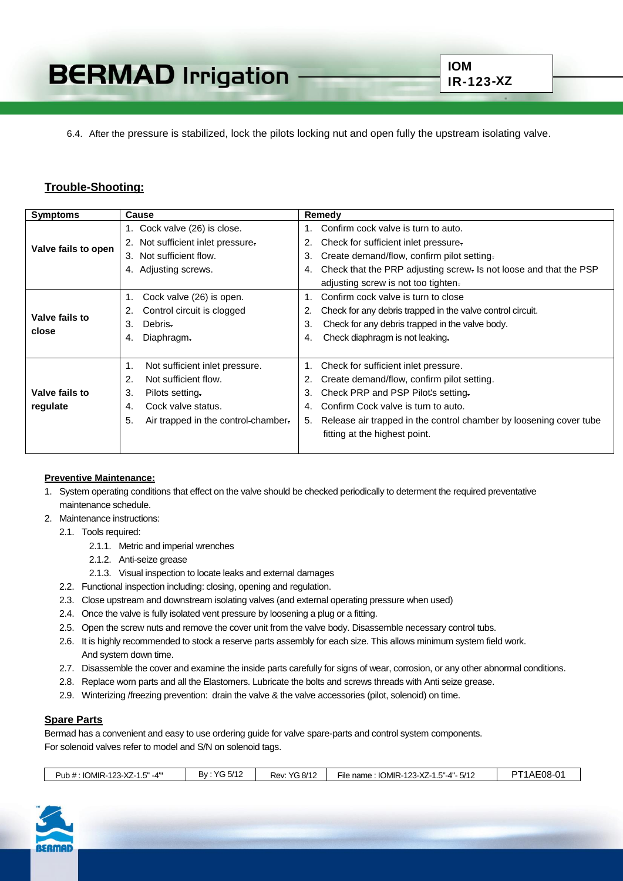6.4. After the pressure is stabilized, lock the pilots locking nut and open fully the upstream isolating valve.

## Trouble-Shooting:

| Symptoms | Cause | Remedy |
|---|---|---|
| **Valve fails to open** | 1. Cock valve (26) is close.<br>2. Not sufficient inlet pressure.<br>3. Not sufficient flow.<br>4. Adjusting screws. | 1. Confirm cock valve is turn to auto.<br>2. Check for sufficient inlet pressure.<br>3. Create demand/flow, confirm pilot setting.<br>4. Check that the PRP adjusting screw. Is not loose and that the PSP adjusting screw is not too tighten. |
| **Valve fails to close** | 1. Cock valve (26) is open.<br>2. Control circuit is clogged<br>3. Debris.<br>4. Diaphragm. | 1. Confirm cock valve is turn to close<br>2. Check for any debris trapped in the valve control circuit.<br>3. Check for any debris trapped in the valve body.<br>4. Check diaphragm is not leaking. |
| **Valve fails to regulate** | 1. Not sufficient inlet pressure.<br>2. Not sufficient flow.<br>3. Pilots setting.<br>4. Cock valve status.<br>5. Air trapped in the control-chamber. | 1. Check for sufficient inlet pressure.<br>2. Create demand/flow, confirm pilot setting.<br>3. Check PRP and PSP Pilot's setting.<br>4. Confirm Cock valve is turn to auto.<br>5. Release air trapped in the control chamber by loosening cover tube fitting at the highest point. |

### Preventive Maintenance:

1. System operating conditions that effect on the valve should be checked periodically to determent the required preventative maintenance schedule.
2. Maintenance instructions:
   - 2.1. Tools required:
     - 2.1.1. Metric and imperial wrenches
     - 2.1.2. Anti-seize grease
     - 2.1.3. Visual inspection to locate leaks and external damages
   - 2.2. Functional inspection including: closing, opening and regulation.
   - 2.3. Close upstream and downstream isolating valves (and external operating pressure when used)
   - 2.4. Once the valve is fully isolated vent pressure by loosening a plug or a fitting.
   - 2.5. Open the screw nuts and remove the cover unit from the valve body. Disassemble necessary control tubs.
   - 2.6. It is highly recommended to stock a reserve parts assembly for each size. This allows minimum system field work. And system down time.
   - 2.7. Disassemble the cover and examine the inside parts carefully for signs of wear, corrosion, or any other abnormal conditions.
   - 2.8. Replace worn parts and all the Elastomers. Lubricate the bolts and screws threads with Anti seize grease.
   - 2.9. Winterizing /freezing prevention: drain the valve & the valve accessories (pilot, solenoid) on time.

### Spare Parts

Bermad has a convenient and easy to use ordering guide for valve spare-parts and control system components.
For solenoid valves refer to model and S/N on solenoid tags.

| Pub # : IOMIR-123-XZ-1.5" -4"' | By : YG 5/12 | Rev: YG 8/12 | File name : IOMIR-123-XZ-1.5"-4"- 5/12 | PT1AE08-01 |
|---|---|---|---|---|